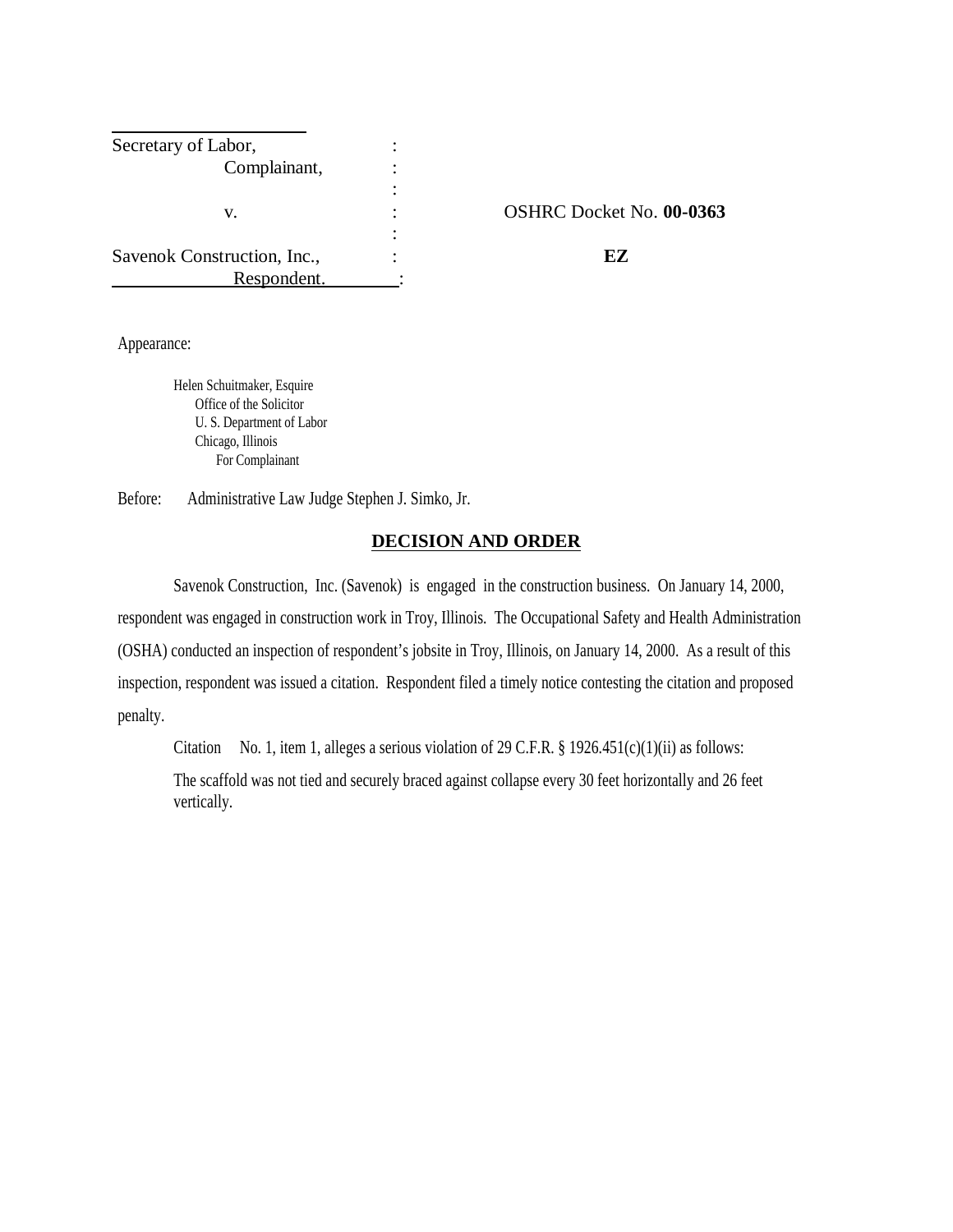| | | |
|---|---|---|
| Secretary of Labor, | : | |
| Complainant, | : | |
| | : | |
| v. | : | OSHRC Docket No. **00-0363** |
| | : | |
| Savenok Construction, Inc., | : | **EZ** |
| Respondent. | : | |

Appearance:

Helen Schuitmaker, Esquire
Office of the Solicitor
U. S. Department of Labor
Chicago, Illinois
For Complainant

Before: Administrative Law Judge Stephen J. Simko, Jr.

## DECISION AND ORDER

Savenok Construction, Inc. (Savenok) is engaged in the construction business. On January 14, 2000, respondent was engaged in construction work in Troy, Illinois. The Occupational Safety and Health Administration (OSHA) conducted an inspection of respondent's jobsite in Troy, Illinois, on January 14, 2000. As a result of this inspection, respondent was issued a citation. Respondent filed a timely notice contesting the citation and proposed penalty.

Citation No. 1, item 1, alleges a serious violation of 29 C.F.R. § 1926.451(c)(1)(ii) as follows:

The scaffold was not tied and securely braced against collapse every 30 feet horizontally and 26 feet vertically.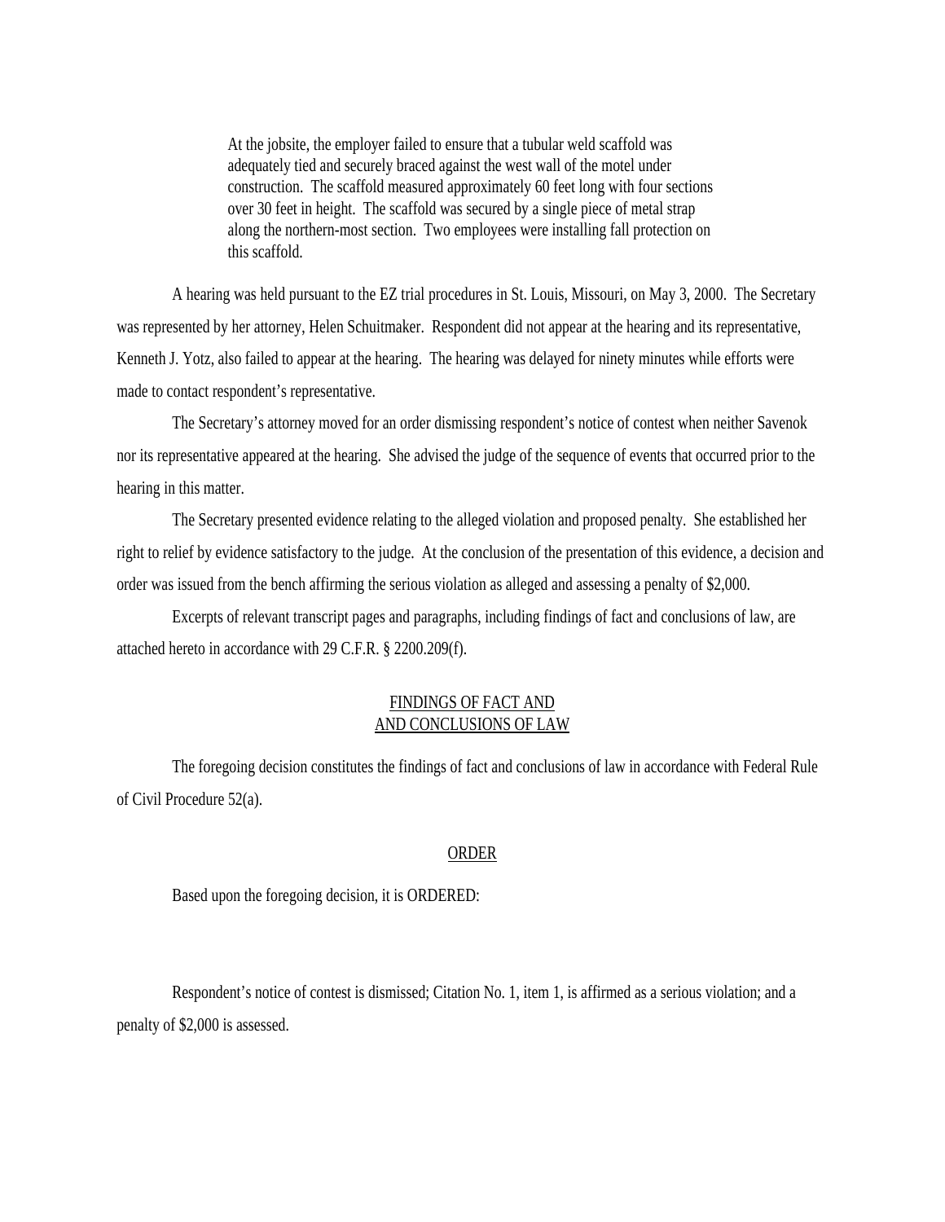> At the jobsite, the employer failed to ensure that a tubular weld scaffold was adequately tied and securely braced against the west wall of the motel under construction. The scaffold measured approximately 60 feet long with four sections over 30 feet in height. The scaffold was secured by a single piece of metal strap along the northern-most section. Two employees were installing fall protection on this scaffold.

A hearing was held pursuant to the EZ trial procedures in St. Louis, Missouri, on May 3, 2000. The Secretary was represented by her attorney, Helen Schuitmaker. Respondent did not appear at the hearing and its representative, Kenneth J. Yotz, also failed to appear at the hearing. The hearing was delayed for ninety minutes while efforts were made to contact respondent's representative.

The Secretary's attorney moved for an order dismissing respondent's notice of contest when neither Savenok nor its representative appeared at the hearing. She advised the judge of the sequence of events that occurred prior to the hearing in this matter.

The Secretary presented evidence relating to the alleged violation and proposed penalty. She established her right to relief by evidence satisfactory to the judge. At the conclusion of the presentation of this evidence, a decision and order was issued from the bench affirming the serious violation as alleged and assessing a penalty of $2,000.

Excerpts of relevant transcript pages and paragraphs, including findings of fact and conclusions of law, are attached hereto in accordance with 29 C.F.R. § 2200.209(f).

## FINDINGS OF FACT AND AND CONCLUSIONS OF LAW

The foregoing decision constitutes the findings of fact and conclusions of law in accordance with Federal Rule of Civil Procedure 52(a).

## ORDER

Based upon the foregoing decision, it is ORDERED:

Respondent's notice of contest is dismissed; Citation No. 1, item 1, is affirmed as a serious violation; and a penalty of $2,000 is assessed.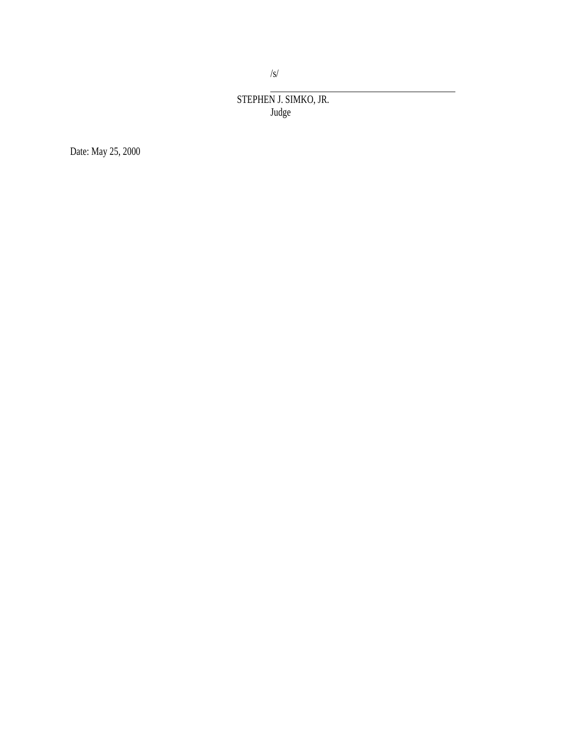/s/

STEPHEN J. SIMKO, JR.
Judge

Date: May 25, 2000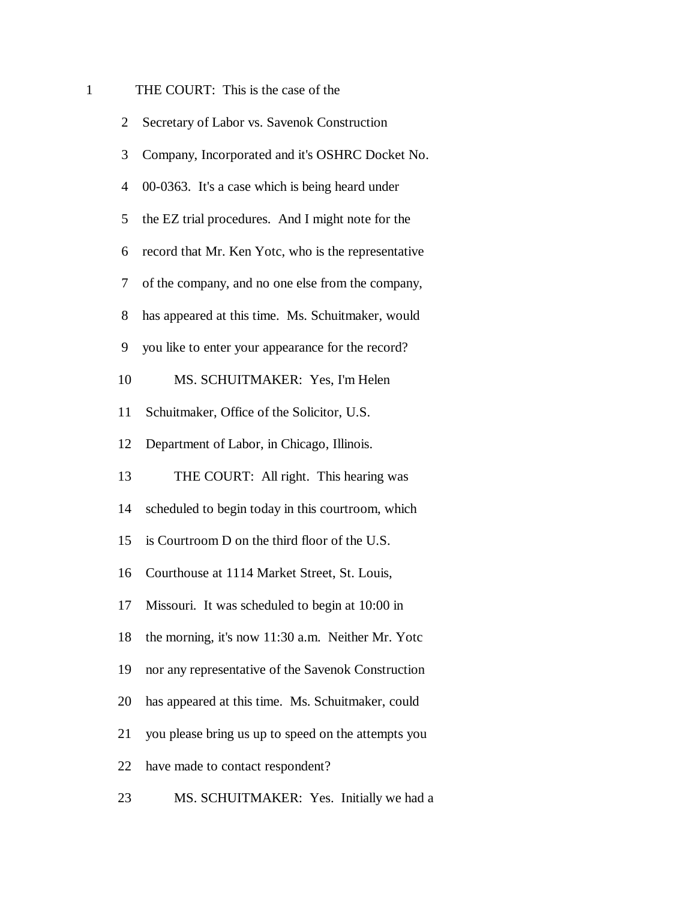1 THE COURT: This is the case of the

2 Secretary of Labor vs. Savenok Construction

3 Company, Incorporated and it's OSHRC Docket No.

4 00-0363. It's a case which is being heard under

5 the EZ trial procedures. And I might note for the

6 record that Mr. Ken Yotc, who is the representative

7 of the company, and no one else from the company,

8 has appeared at this time. Ms. Schuitmaker, would

9 you like to enter your appearance for the record?

10 MS. SCHUITMAKER: Yes, I'm Helen

11 Schuitmaker, Office of the Solicitor, U.S.

12 Department of Labor, in Chicago, Illinois.

13 THE COURT: All right. This hearing was

14 scheduled to begin today in this courtroom, which

15 is Courtroom D on the third floor of the U.S.

16 Courthouse at 1114 Market Street, St. Louis,

17 Missouri. It was scheduled to begin at 10:00 in

18 the morning, it's now 11:30 a.m. Neither Mr. Yotc

19 nor any representative of the Savenok Construction

20 has appeared at this time. Ms. Schuitmaker, could

21 you please bring us up to speed on the attempts you

22 have made to contact respondent?

23 MS. SCHUITMAKER: Yes. Initially we had a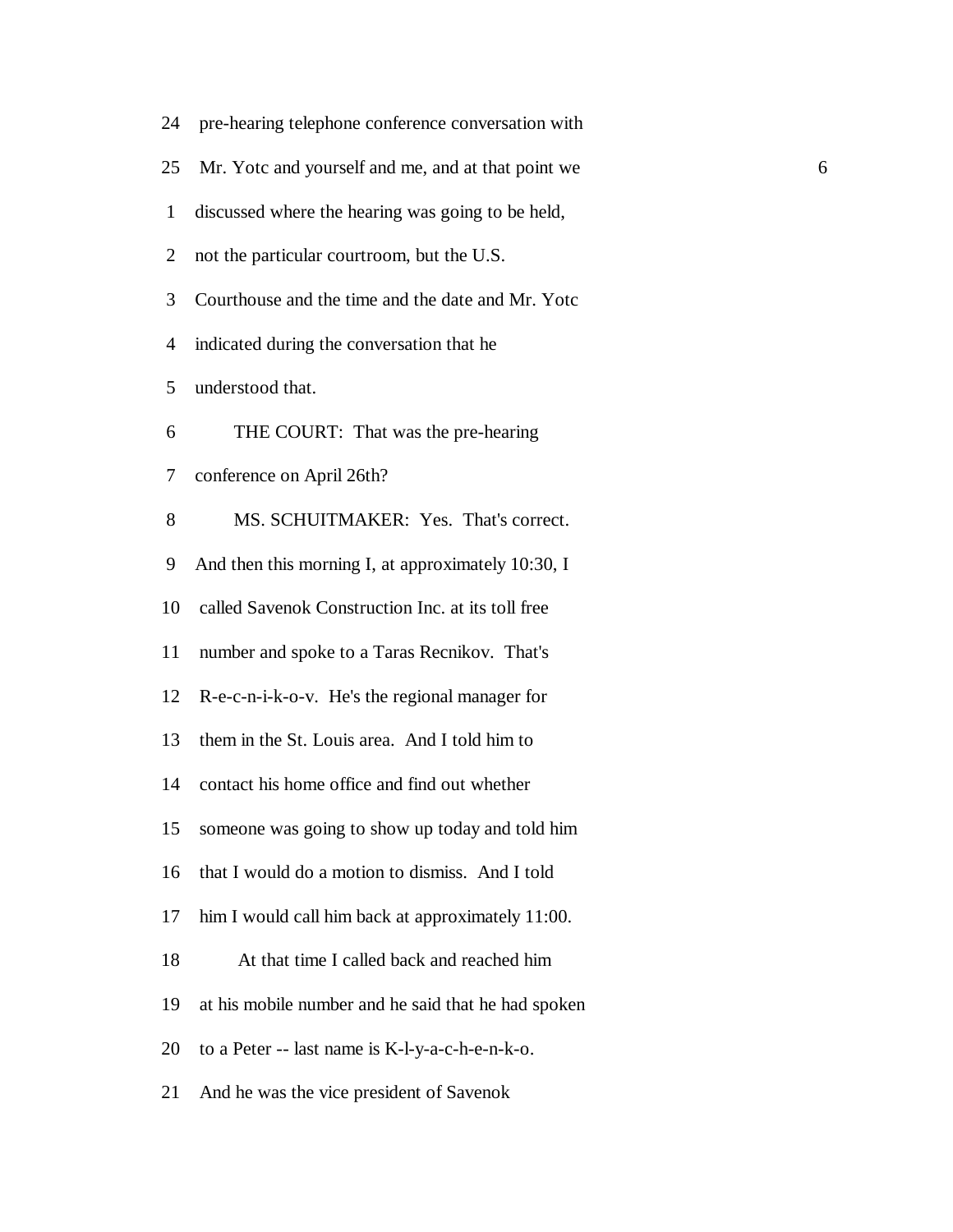24 pre-hearing telephone conference conversation with
25 Mr. Yotc and yourself and me, and at that point we
1 discussed where the hearing was going to be held,
2 not the particular courtroom, but the U.S.
3 Courthouse and the time and the date and Mr. Yotc
4 indicated during the conversation that he
5 understood that.
6 THE COURT: That was the pre-hearing
7 conference on April 26th?
8 MS. SCHUITMAKER: Yes. That's correct.
9 And then this morning I, at approximately 10:30, I
10 called Savenok Construction Inc. at its toll free
11 number and spoke to a Taras Recnikov. That's
12 R-e-c-n-i-k-o-v. He's the regional manager for
13 them in the St. Louis area. And I told him to
14 contact his home office and find out whether
15 someone was going to show up today and told him
16 that I would do a motion to dismiss. And I told
17 him I would call him back at approximately 11:00.
18 At that time I called back and reached him
19 at his mobile number and he said that he had spoken
20 to a Peter -- last name is K-l-y-a-c-h-e-n-k-o.
21 And he was the vice president of Savenok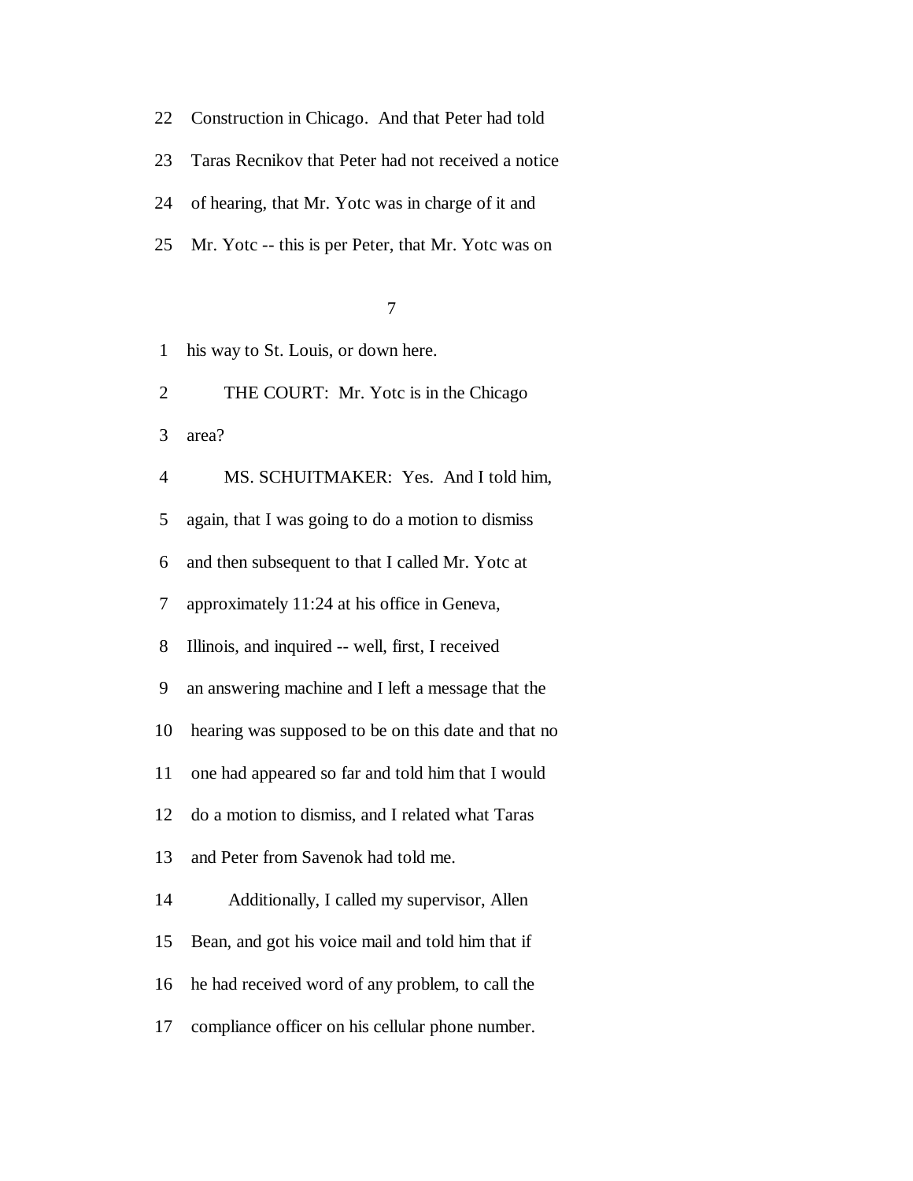22 Construction in Chicago. And that Peter had told

23 Taras Recnikov that Peter had not received a notice

24 of hearing, that Mr. Yotc was in charge of it and

25 Mr. Yotc -- this is per Peter, that Mr. Yotc was on

1 his way to St. Louis, or down here.

2 THE COURT: Mr. Yotc is in the Chicago

3 area?

4 MS. SCHUITMAKER: Yes. And I told him,

5 again, that I was going to do a motion to dismiss

6 and then subsequent to that I called Mr. Yotc at

7 approximately 11:24 at his office in Geneva,

8 Illinois, and inquired -- well, first, I received

9 an answering machine and I left a message that the

10 hearing was supposed to be on this date and that no

11 one had appeared so far and told him that I would

12 do a motion to dismiss, and I related what Taras

13 and Peter from Savenok had told me.

14 Additionally, I called my supervisor, Allen

15 Bean, and got his voice mail and told him that if

16 he had received word of any problem, to call the

17 compliance officer on his cellular phone number.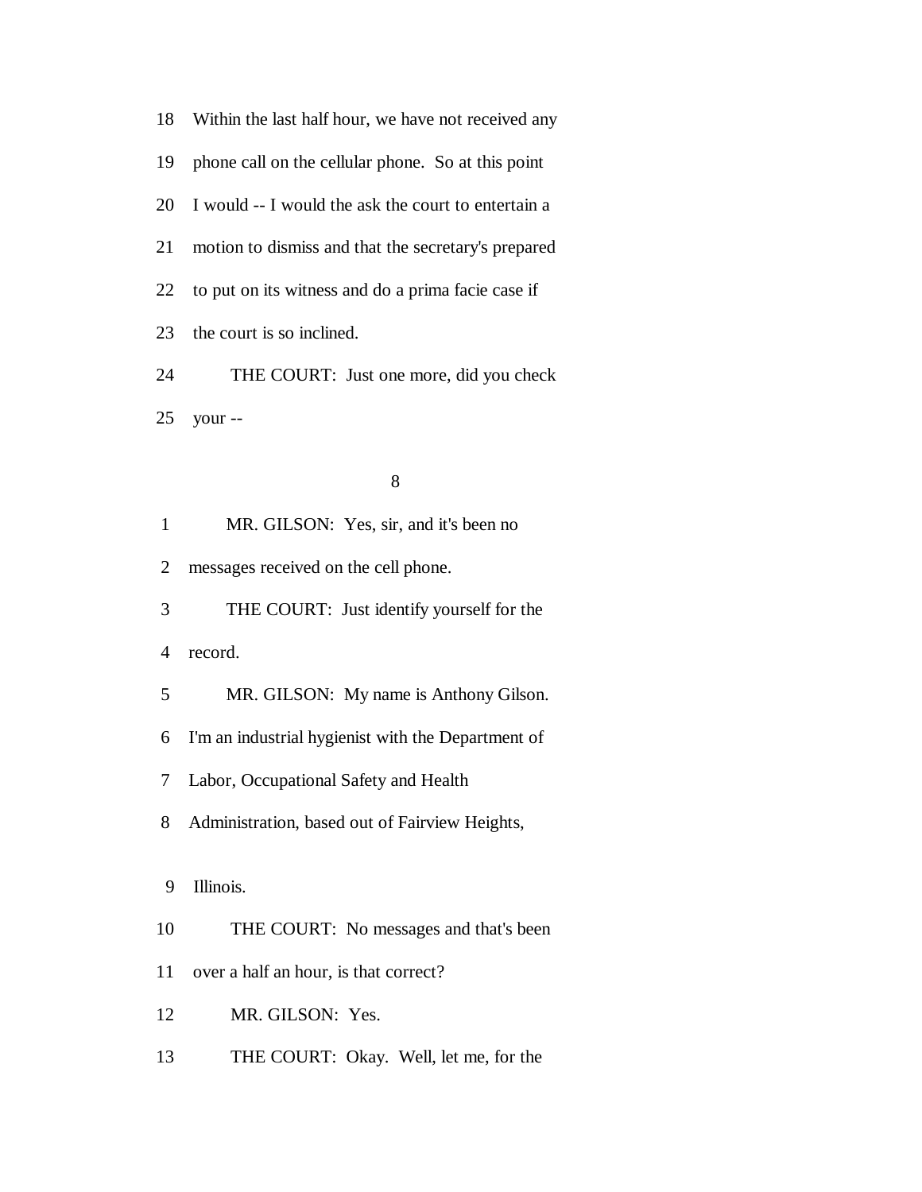18 Within the last half hour, we have not received any

19 phone call on the cellular phone. So at this point

20 I would -- I would the ask the court to entertain a

21 motion to dismiss and that the secretary's prepared

22 to put on its witness and do a prima facie case if

23 the court is so inclined.

24 THE COURT: Just one more, did you check

25 your --

1 MR. GILSON: Yes, sir, and it's been no

2 messages received on the cell phone.

3 THE COURT: Just identify yourself for the

4 record.

5 MR. GILSON: My name is Anthony Gilson.

6 I'm an industrial hygienist with the Department of

7 Labor, Occupational Safety and Health

8 Administration, based out of Fairview Heights,

9 Illinois.

10 THE COURT: No messages and that's been

11 over a half an hour, is that correct?

12 MR. GILSON: Yes.

13 THE COURT: Okay. Well, let me, for the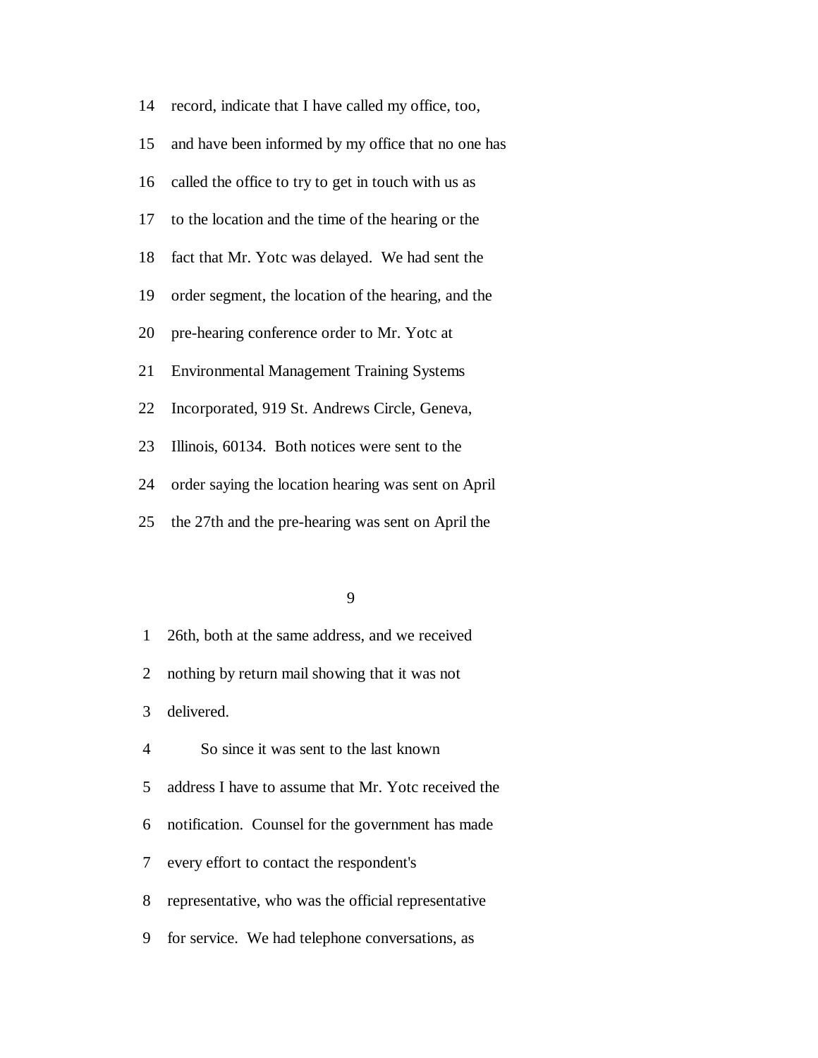14 record, indicate that I have called my office, too,

15 and have been informed by my office that no one has

16 called the office to try to get in touch with us as

17 to the location and the time of the hearing or the

18 fact that Mr. Yotc was delayed. We had sent the

19 order segment, the location of the hearing, and the

20 pre-hearing conference order to Mr. Yotc at

21 Environmental Management Training Systems

22 Incorporated, 919 St. Andrews Circle, Geneva,

23 Illinois, 60134. Both notices were sent to the

24 order saying the location hearing was sent on April

25 the 27th and the pre-hearing was sent on April the

1 26th, both at the same address, and we received

2 nothing by return mail showing that it was not

3 delivered.

4 So since it was sent to the last known

5 address I have to assume that Mr. Yotc received the

6 notification. Counsel for the government has made

7 every effort to contact the respondent's

8 representative, who was the official representative

9 for service. We had telephone conversations, as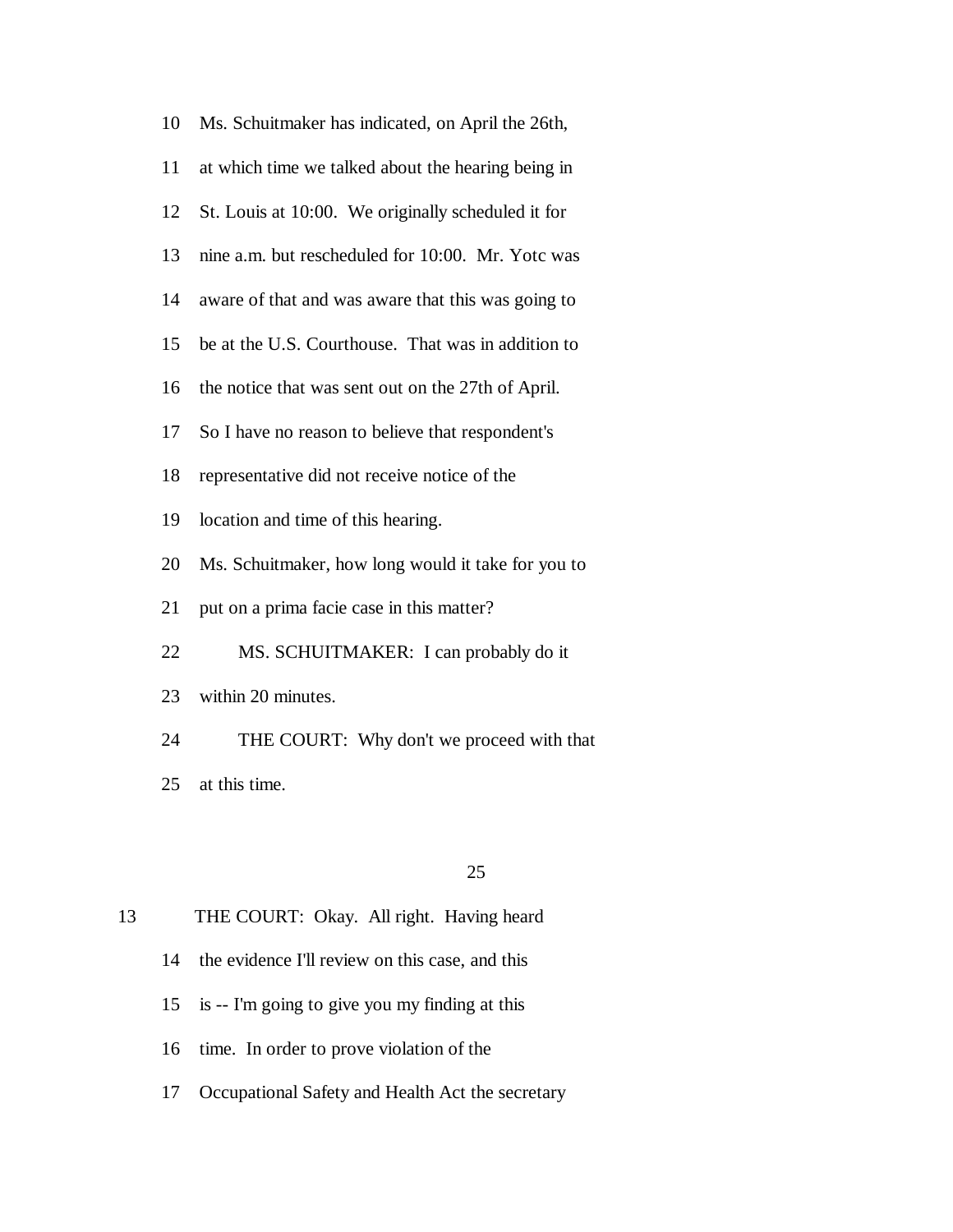10 Ms. Schuitmaker has indicated, on April the 26th,

11 at which time we talked about the hearing being in

12 St. Louis at 10:00. We originally scheduled it for

13 nine a.m. but rescheduled for 10:00. Mr. Yotc was

14 aware of that and was aware that this was going to

15 be at the U.S. Courthouse. That was in addition to

16 the notice that was sent out on the 27th of April.

17 So I have no reason to believe that respondent's

18 representative did not receive notice of the

19 location and time of this hearing.

20 Ms. Schuitmaker, how long would it take for you to

21 put on a prima facie case in this matter?

22 MS. SCHUITMAKER: I can probably do it

23 within 20 minutes.

24 THE COURT: Why don't we proceed with that

25 at this time.

25

13 THE COURT: Okay. All right. Having heard

14 the evidence I'll review on this case, and this

15 is -- I'm going to give you my finding at this

16 time. In order to prove violation of the

17 Occupational Safety and Health Act the secretary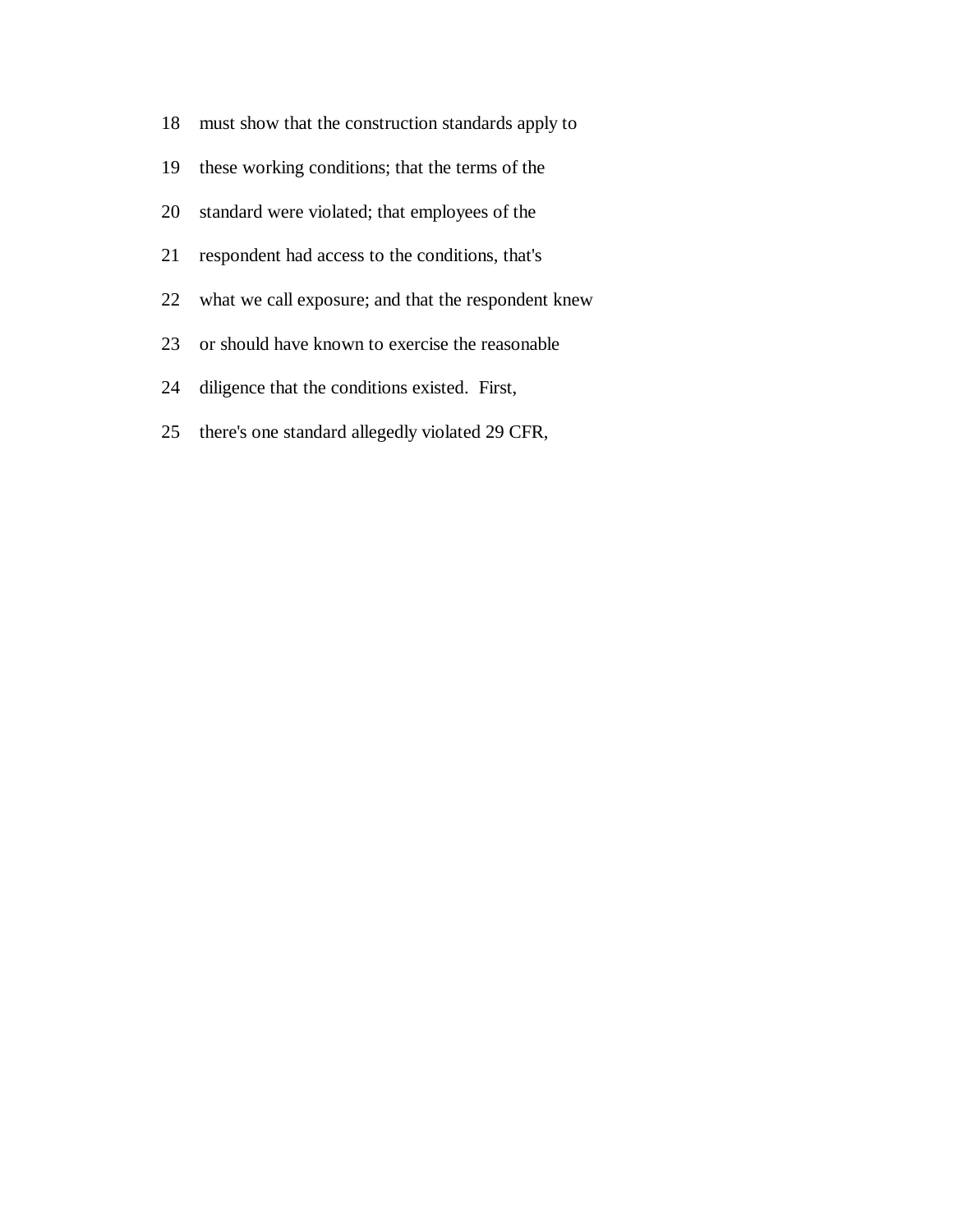18 must show that the construction standards apply to

19 these working conditions; that the terms of the

20 standard were violated; that employees of the

21 respondent had access to the conditions, that's

22 what we call exposure; and that the respondent knew

23 or should have known to exercise the reasonable

24 diligence that the conditions existed. First,

25 there's one standard allegedly violated 29 CFR,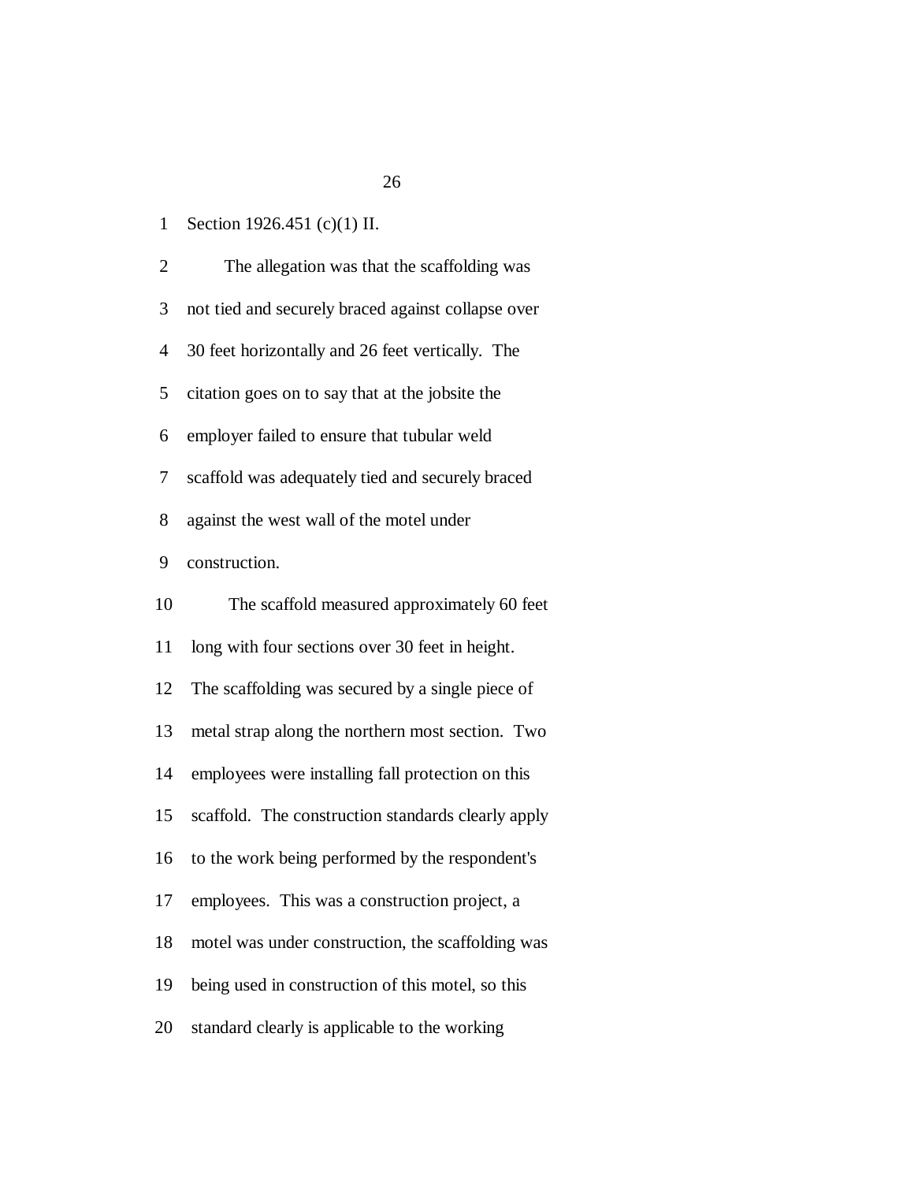Section 1926.451 (c)(1) II.

The allegation was that the scaffolding was not tied and securely braced against collapse over 30 feet horizontally and 26 feet vertically. The citation goes on to say that at the jobsite the employer failed to ensure that tubular weld scaffold was adequately tied and securely braced against the west wall of the motel under construction.

The scaffold measured approximately 60 feet long with four sections over 30 feet in height. The scaffolding was secured by a single piece of metal strap along the northern most section. Two employees were installing fall protection on this scaffold. The construction standards clearly apply to the work being performed by the respondent's employees. This was a construction project, a motel was under construction, the scaffolding was being used in construction of this motel, so this standard clearly is applicable to the working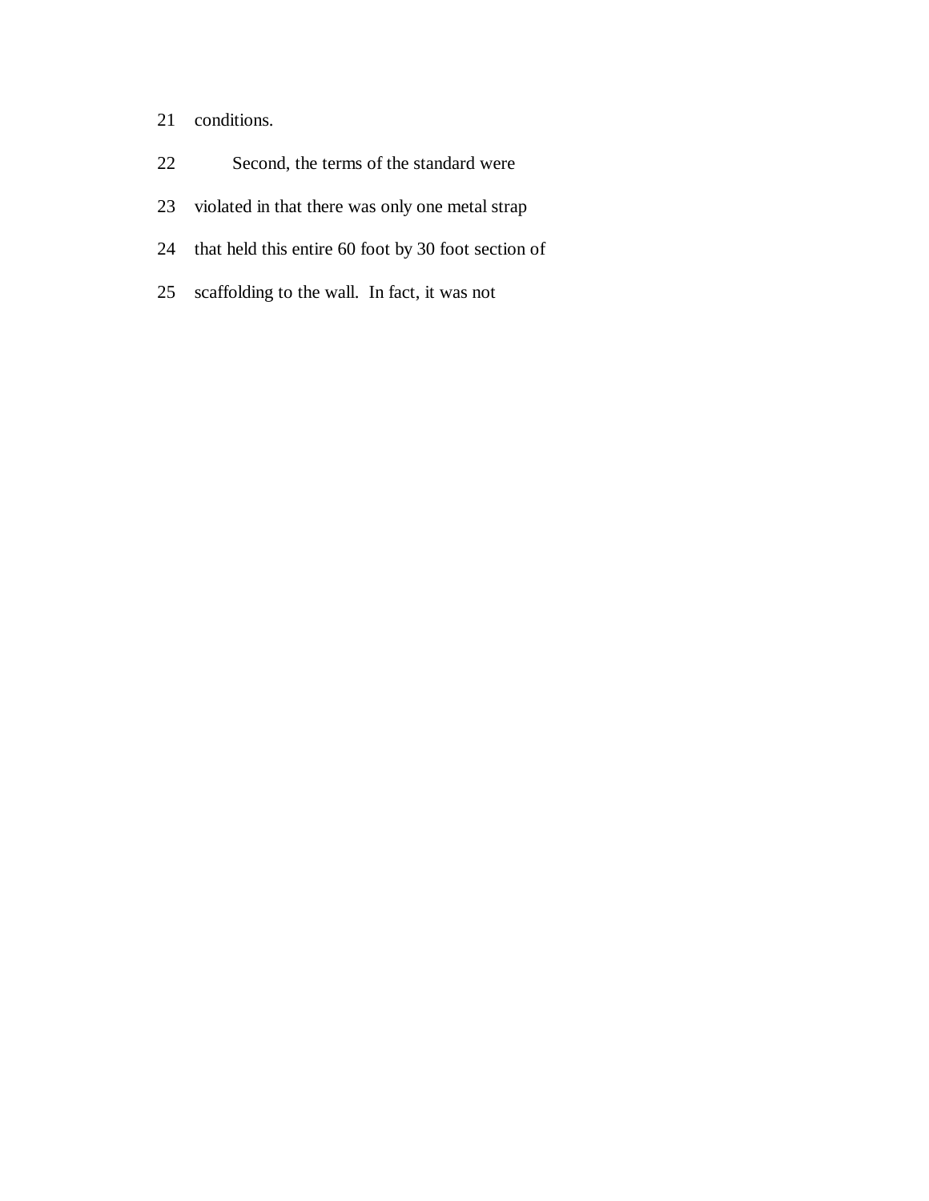conditions.

Second, the terms of the standard were violated in that there was only one metal strap that held this entire 60 foot by 30 foot section of scaffolding to the wall. In fact, it was not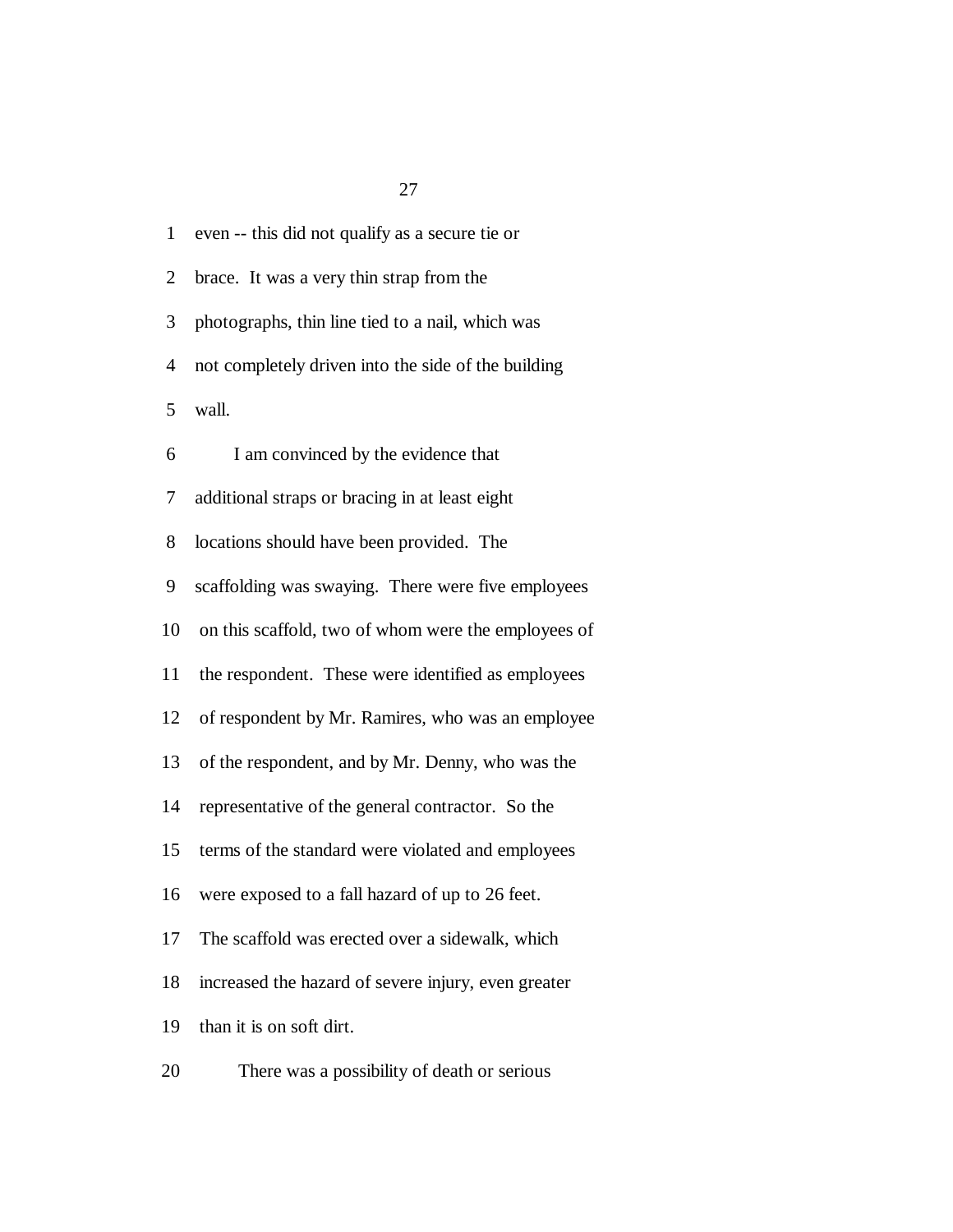even -- this did not qualify as a secure tie or brace. It was a very thin strap from the photographs, thin line tied to a nail, which was not completely driven into the side of the building wall.

I am convinced by the evidence that additional straps or bracing in at least eight locations should have been provided. The scaffolding was swaying. There were five employees on this scaffold, two of whom were the employees of the respondent. These were identified as employees of respondent by Mr. Ramires, who was an employee of the respondent, and by Mr. Denny, who was the representative of the general contractor. So the terms of the standard were violated and employees were exposed to a fall hazard of up to 26 feet. The scaffold was erected over a sidewalk, which increased the hazard of severe injury, even greater than it is on soft dirt.

There was a possibility of death or serious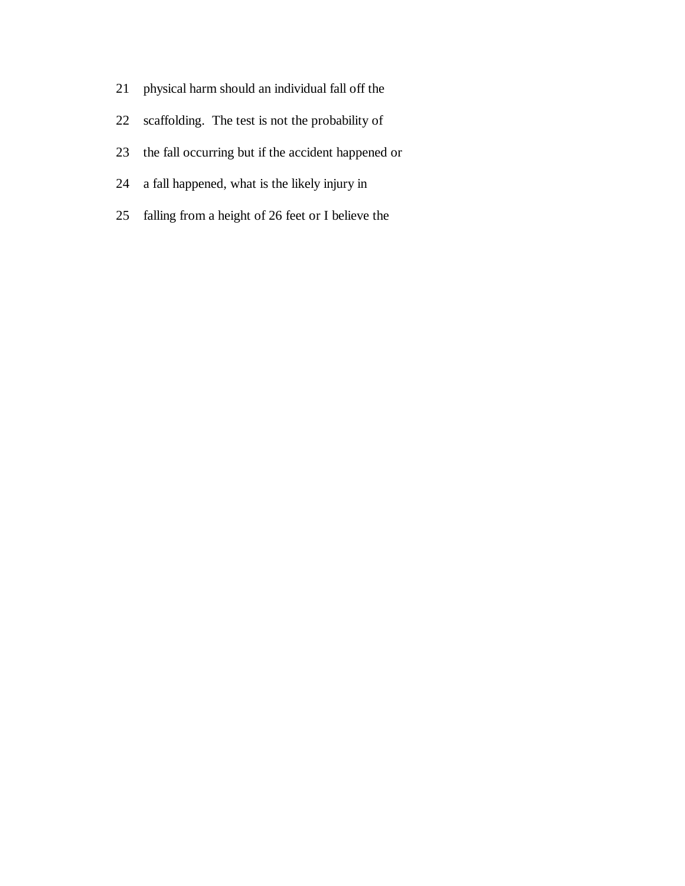21 physical harm should an individual fall off the

22 scaffolding.  The test is not the probability of

23 the fall occurring but if the accident happened or

24 a fall happened, what is the likely injury in

25 falling from a height of 26 feet or I believe the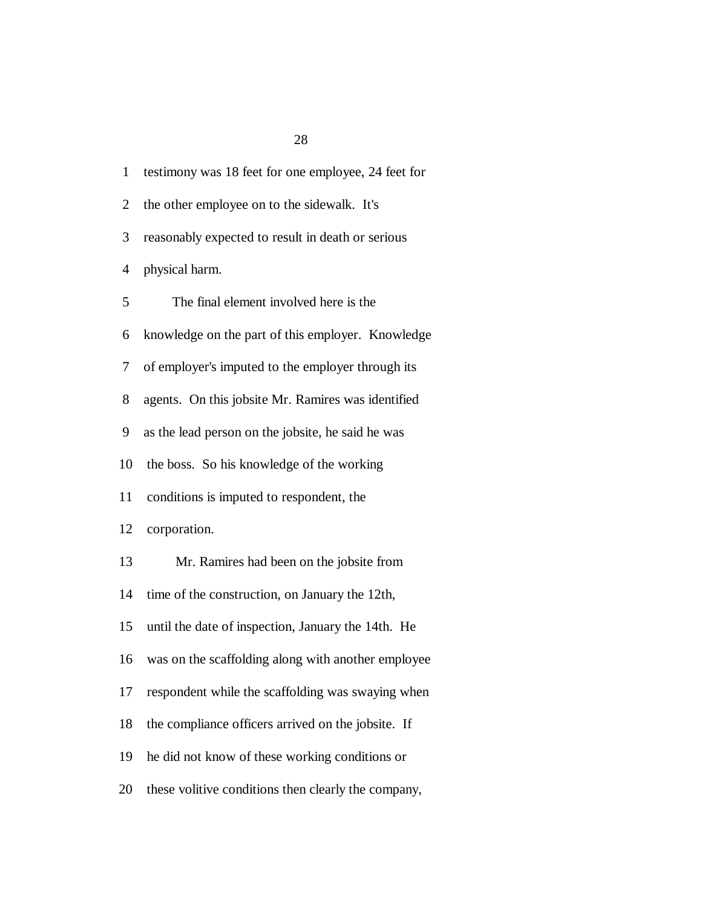testimony was 18 feet for one employee, 24 feet for the other employee on to the sidewalk. It's reasonably expected to result in death or serious physical harm.

The final element involved here is the knowledge on the part of this employer. Knowledge of employer's imputed to the employer through its agents. On this jobsite Mr. Ramires was identified as the lead person on the jobsite, he said he was the boss. So his knowledge of the working conditions is imputed to respondent, the corporation.

Mr. Ramires had been on the jobsite from time of the construction, on January the 12th, until the date of inspection, January the 14th. He was on the scaffolding along with another employee respondent while the scaffolding was swaying when the compliance officers arrived on the jobsite. If he did not know of these working conditions or these volitive conditions then clearly the company,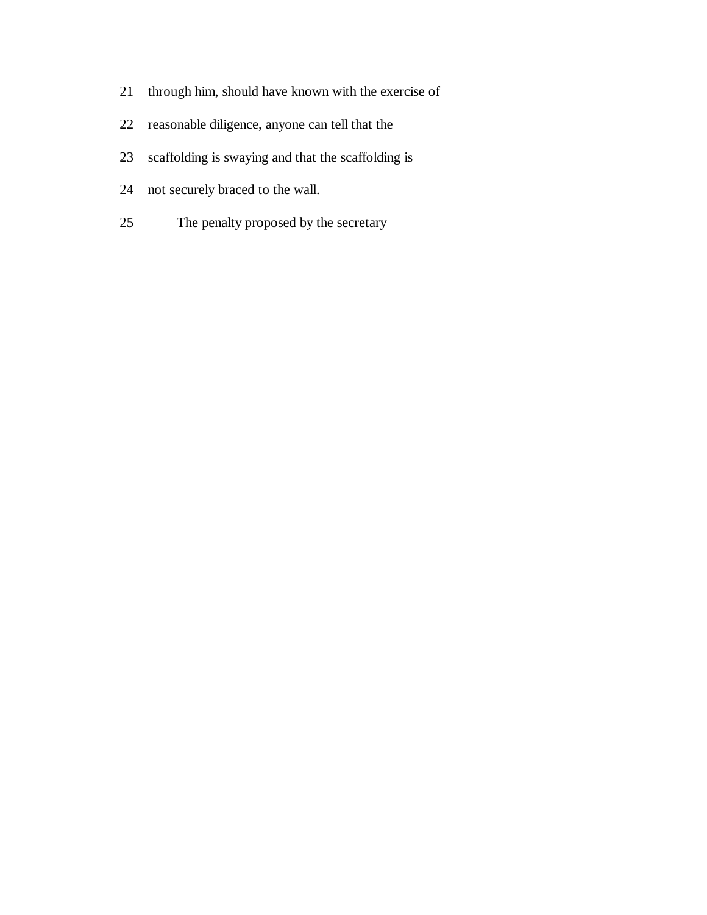21 through him, should have known with the exercise of

22 reasonable diligence, anyone can tell that the

23 scaffolding is swaying and that the scaffolding is

24 not securely braced to the wall.

25 The penalty proposed by the secretary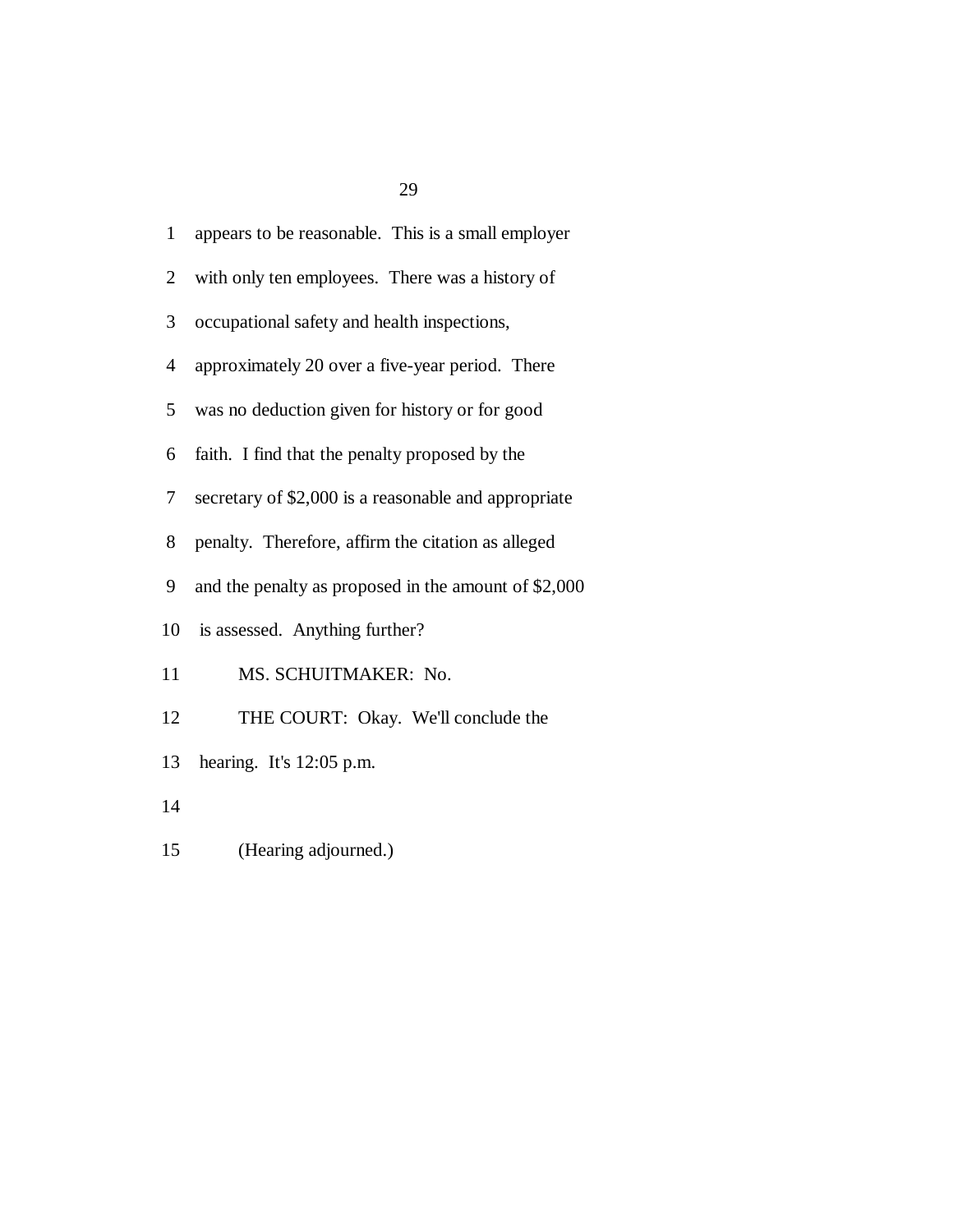1 appears to be reasonable. This is a small employer

2 with only ten employees. There was a history of

3 occupational safety and health inspections,

4 approximately 20 over a five-year period. There

5 was no deduction given for history or for good

6 faith. I find that the penalty proposed by the

7 secretary of $2,000 is a reasonable and appropriate

8 penalty. Therefore, affirm the citation as alleged

9 and the penalty as proposed in the amount of $2,000

10 is assessed. Anything further?

11 MS. SCHUITMAKER: No.

12 THE COURT: Okay. We'll conclude the

13 hearing. It's 12:05 p.m.

14

15 (Hearing adjourned.)